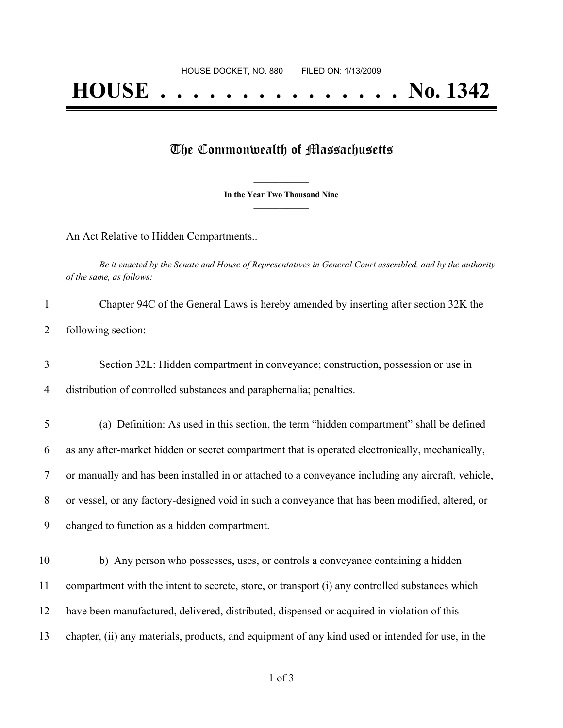HOUSE DOCKET, NO. 880 FILED ON: 1/13/2009

# HOUSE . . . . . . . . . . . . . . . . No. 1342

## The Commonwealth of Massachusetts

**In the Year Two Thousand Nine**

An Act Relative to Hidden Compartments..

*Be it enacted by the Senate and House of Representatives in General Court assembled, and by the authority of the same, as follows:*

1 Chapter 94C of the General Laws is hereby amended by inserting after section 32K the
2 following section:

3 Section 32L: Hidden compartment in conveyance; construction, possession or use in
4 distribution of controlled substances and paraphernalia; penalties.

5 (a) Definition: As used in this section, the term "hidden compartment" shall be defined
6 as any after-market hidden or secret compartment that is operated electronically, mechanically,
7 or manually and has been installed in or attached to a conveyance including any aircraft, vehicle,
8 or vessel, or any factory-designed void in such a conveyance that has been modified, altered, or
9 changed to function as a hidden compartment.

10 b) Any person who possesses, uses, or controls a conveyance containing a hidden
11 compartment with the intent to secrete, store, or transport (i) any controlled substances which
12 have been manufactured, delivered, distributed, dispensed or acquired in violation of this
13 chapter, (ii) any materials, products, and equipment of any kind used or intended for use, in the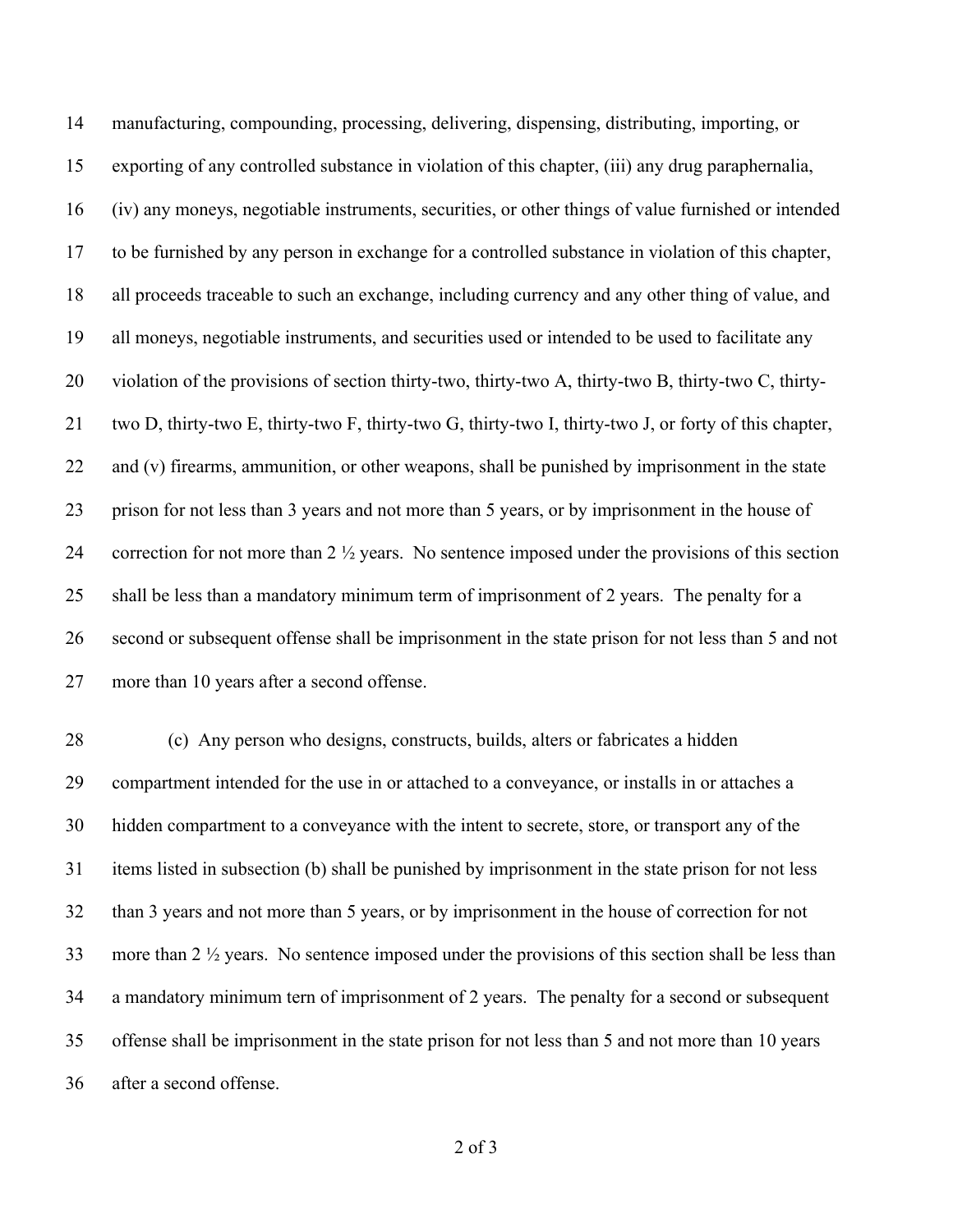manufacturing, compounding, processing, delivering, dispensing, distributing, importing, or exporting of any controlled substance in violation of this chapter, (iii) any drug paraphernalia, (iv) any moneys, negotiable instruments, securities, or other things of value furnished or intended to be furnished by any person in exchange for a controlled substance in violation of this chapter, all proceeds traceable to such an exchange, including currency and any other thing of value, and all moneys, negotiable instruments, and securities used or intended to be used to facilitate any violation of the provisions of section thirty-two, thirty-two A, thirty-two B, thirty-two C, thirty-two D, thirty-two E, thirty-two F, thirty-two G, thirty-two I, thirty-two J, or forty of this chapter, and (v) firearms, ammunition, or other weapons, shall be punished by imprisonment in the state prison for not less than 3 years and not more than 5 years, or by imprisonment in the house of correction for not more than 2 ½ years. No sentence imposed under the provisions of this section shall be less than a mandatory minimum term of imprisonment of 2 years. The penalty for a second or subsequent offense shall be imprisonment in the state prison for not less than 5 and not more than 10 years after a second offense.

(c) Any person who designs, constructs, builds, alters or fabricates a hidden compartment intended for the use in or attached to a conveyance, or installs in or attaches a hidden compartment to a conveyance with the intent to secrete, store, or transport any of the items listed in subsection (b) shall be punished by imprisonment in the state prison for not less than 3 years and not more than 5 years, or by imprisonment in the house of correction for not more than 2 ½ years. No sentence imposed under the provisions of this section shall be less than a mandatory minimum tern of imprisonment of 2 years. The penalty for a second or subsequent offense shall be imprisonment in the state prison for not less than 5 and not more than 10 years after a second offense.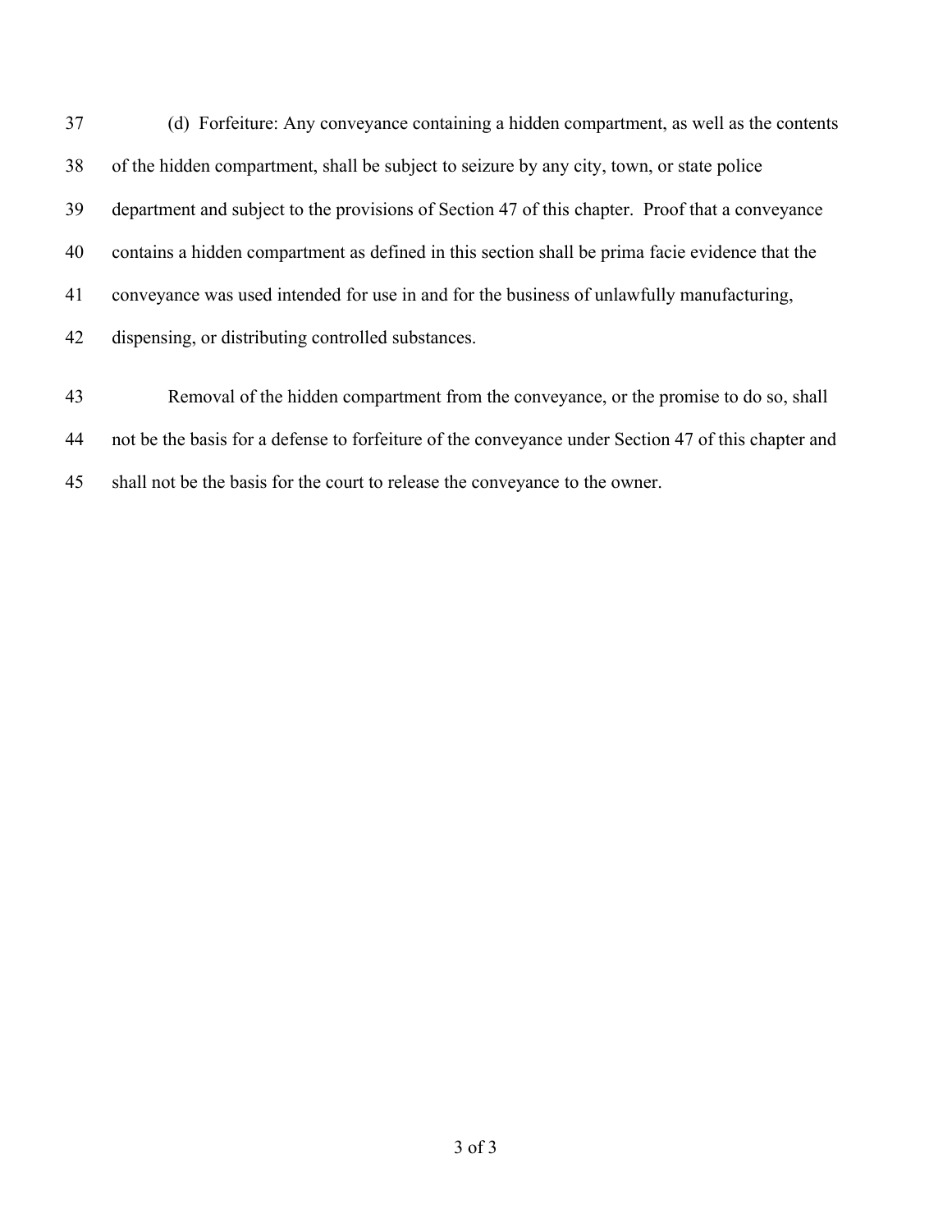(d) Forfeiture: Any conveyance containing a hidden compartment, as well as the contents of the hidden compartment, shall be subject to seizure by any city, town, or state police department and subject to the provisions of Section 47 of this chapter. Proof that a conveyance contains a hidden compartment as defined in this section shall be prima facie evidence that the conveyance was used intended for use in and for the business of unlawfully manufacturing, dispensing, or distributing controlled substances.

Removal of the hidden compartment from the conveyance, or the promise to do so, shall not be the basis for a defense to forfeiture of the conveyance under Section 47 of this chapter and shall not be the basis for the court to release the conveyance to the owner.